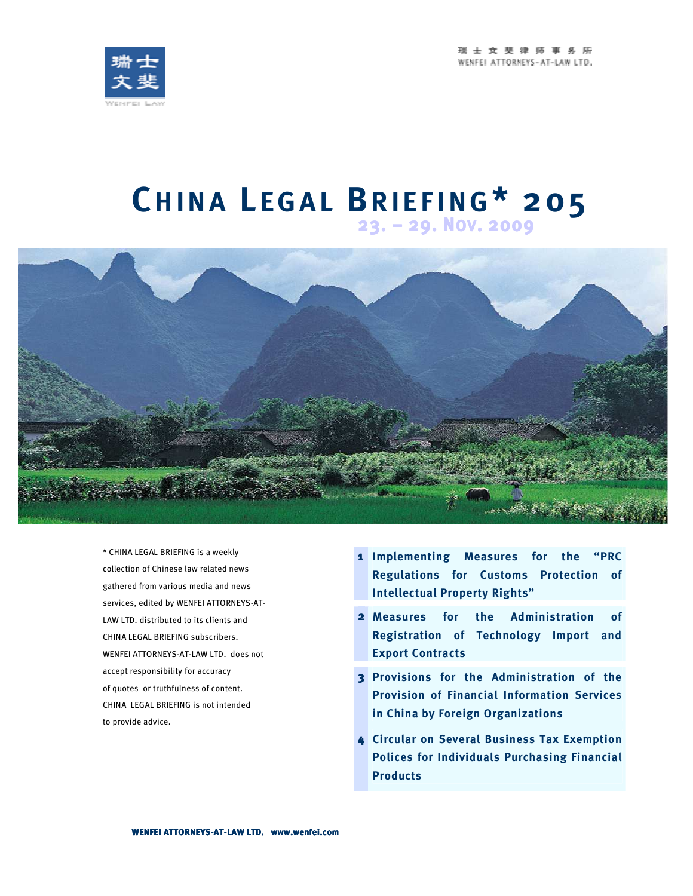瑞士文斐律師事務所
WENFEI ATTORNEYS-AT-LAW LTD.

# CHINA LEGAL BRIEFING* 205

**23. – 29. NOV. 2009**

* CHINA LEGAL BRIEFING is a weekly collection of Chinese law related news gathered from various media and news services, edited by WENFEI ATTORNEYS-AT-LAW LTD. distributed to its clients and CHINA LEGAL BRIEFING subscribers. WENFEI ATTORNEYS-AT-LAW LTD. does not accept responsibility for accuracy of quotes or truthfulness of content. CHINA LEGAL BRIEFING is not intended to provide advice.

1. **Implementing Measures for the "PRC Regulations for Customs Protection of Intellectual Property Rights"**
2. **Measures for the Administration of Registration of Technology Import and Export Contracts**
3. **Provisions for the Administration of the Provision of Financial Information Services in China by Foreign Organizations**
4. **Circular on Several Business Tax Exemption Polices for Individuals Purchasing Financial Products**

**WENFEI ATTORNEYS-AT-LAW LTD. www.wenfei.com**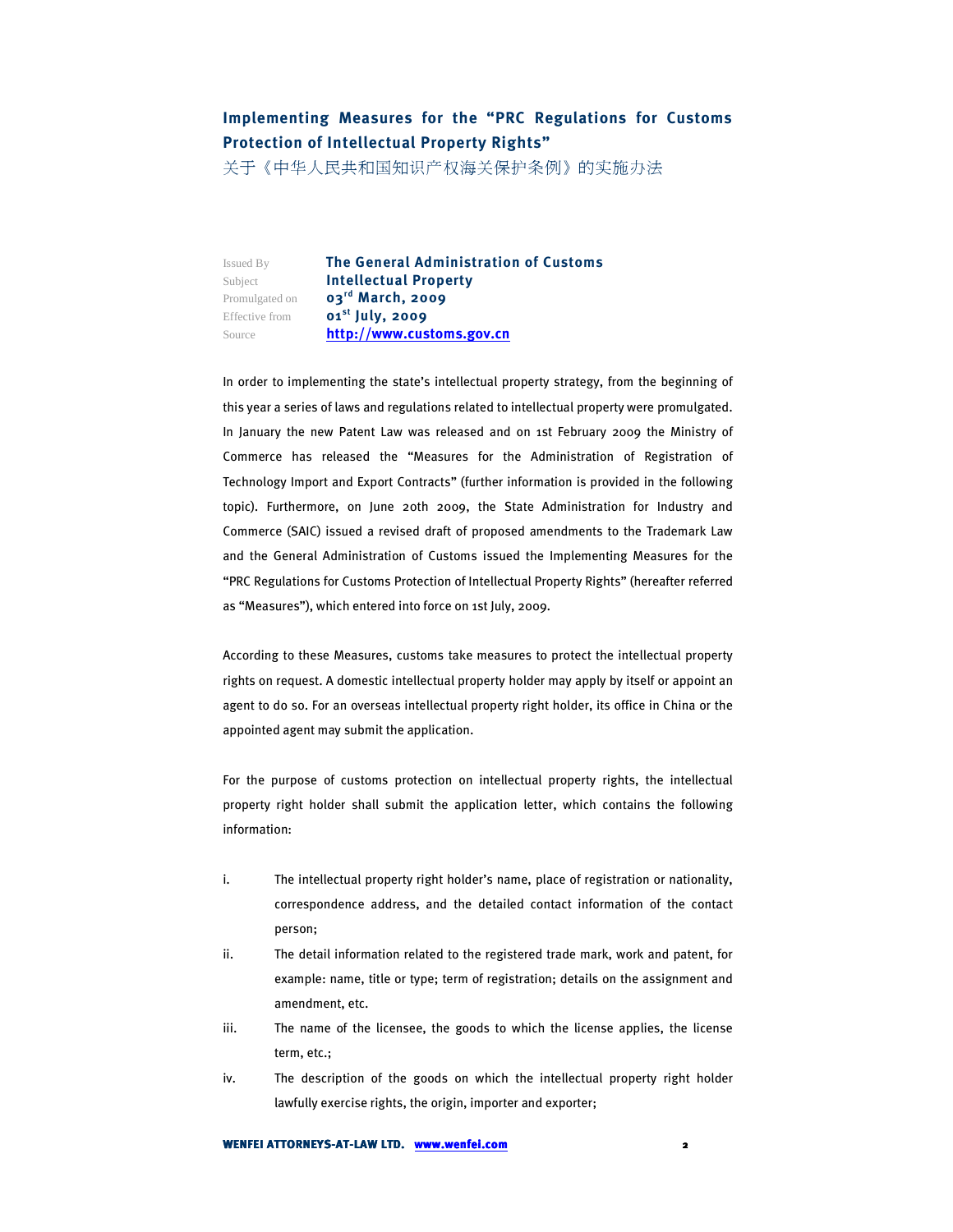## Implementing Measures for the "PRC Regulations for Customs Protection of Intellectual Property Rights"

关于《中华人民共和国知识产权海关保护条例》的实施办法

| | |
|---|---|
| Issued By | **The General Administration of Customs** |
| Subject | **Intellectual Property** |
| Promulgated on | **03rd March, 2009** |
| Effective from | **01st July, 2009** |
| Source | **http://www.customs.gov.cn** |

In order to implementing the state's intellectual property strategy, from the beginning of this year a series of laws and regulations related to intellectual property were promulgated. In January the new Patent Law was released and on 1st February 2009 the Ministry of Commerce has released the "Measures for the Administration of Registration of Technology Import and Export Contracts" (further information is provided in the following topic). Furthermore, on June 20th 2009, the State Administration for Industry and Commerce (SAIC) issued a revised draft of proposed amendments to the Trademark Law and the General Administration of Customs issued the Implementing Measures for the "PRC Regulations for Customs Protection of Intellectual Property Rights" (hereafter referred as "Measures"), which entered into force on 1st July, 2009.

According to these Measures, customs take measures to protect the intellectual property rights on request. A domestic intellectual property holder may apply by itself or appoint an agent to do so. For an overseas intellectual property right holder, its office in China or the appointed agent may submit the application.

For the purpose of customs protection on intellectual property rights, the intellectual property right holder shall submit the application letter, which contains the following information:

i. The intellectual property right holder's name, place of registration or nationality, correspondence address, and the detailed contact information of the contact person;

ii. The detail information related to the registered trade mark, work and patent, for example: name, title or type; term of registration; details on the assignment and amendment, etc.

iii. The name of the licensee, the goods to which the license applies, the license term, etc.;

iv. The description of the goods on which the intellectual property right holder lawfully exercise rights, the origin, importer and exporter;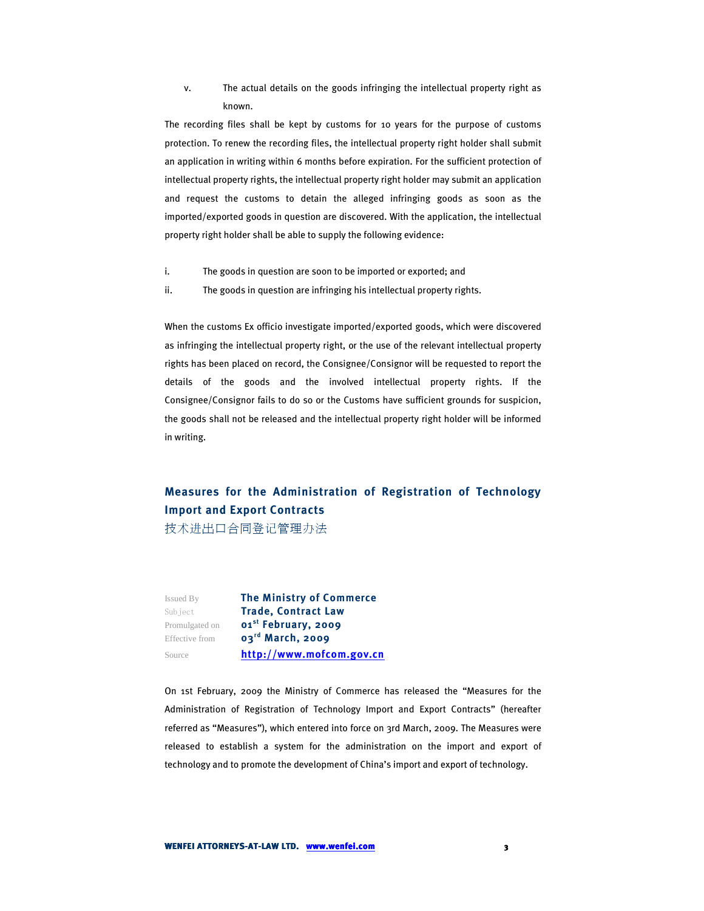v. The actual details on the goods infringing the intellectual property right as known.

The recording files shall be kept by customs for 10 years for the purpose of customs protection. To renew the recording files, the intellectual property right holder shall submit an application in writing within 6 months before expiration. For the sufficient protection of intellectual property rights, the intellectual property right holder may submit an application and request the customs to detain the alleged infringing goods as soon as the imported/exported goods in question are discovered. With the application, the intellectual property right holder shall be able to supply the following evidence:

i. The goods in question are soon to be imported or exported; and

ii. The goods in question are infringing his intellectual property rights.

When the customs Ex officio investigate imported/exported goods, which were discovered as infringing the intellectual property right, or the use of the relevant intellectual property rights has been placed on record, the Consignee/Consignor will be requested to report the details of the goods and the involved intellectual property rights. If the Consignee/Consignor fails to do so or the Customs have sufficient grounds for suspicion, the goods shall not be released and the intellectual property right holder will be informed in writing.

## Measures for the Administration of Registration of Technology Import and Export Contracts

技术进出口合同登记管理办法

| | |
|---|---|
| Issued By | **The Ministry of Commerce** |
| Subject | **Trade, Contract Law** |
| Promulgated on | **01st February, 2009** |
| Effective from | **03rd March, 2009** |
| Source | **http://www.mofcom.gov.cn** |

On 1st February, 2009 the Ministry of Commerce has released the "Measures for the Administration of Registration of Technology Import and Export Contracts" (hereafter referred as "Measures"), which entered into force on 3rd March, 2009. The Measures were released to establish a system for the administration on the import and export of technology and to promote the development of China's import and export of technology.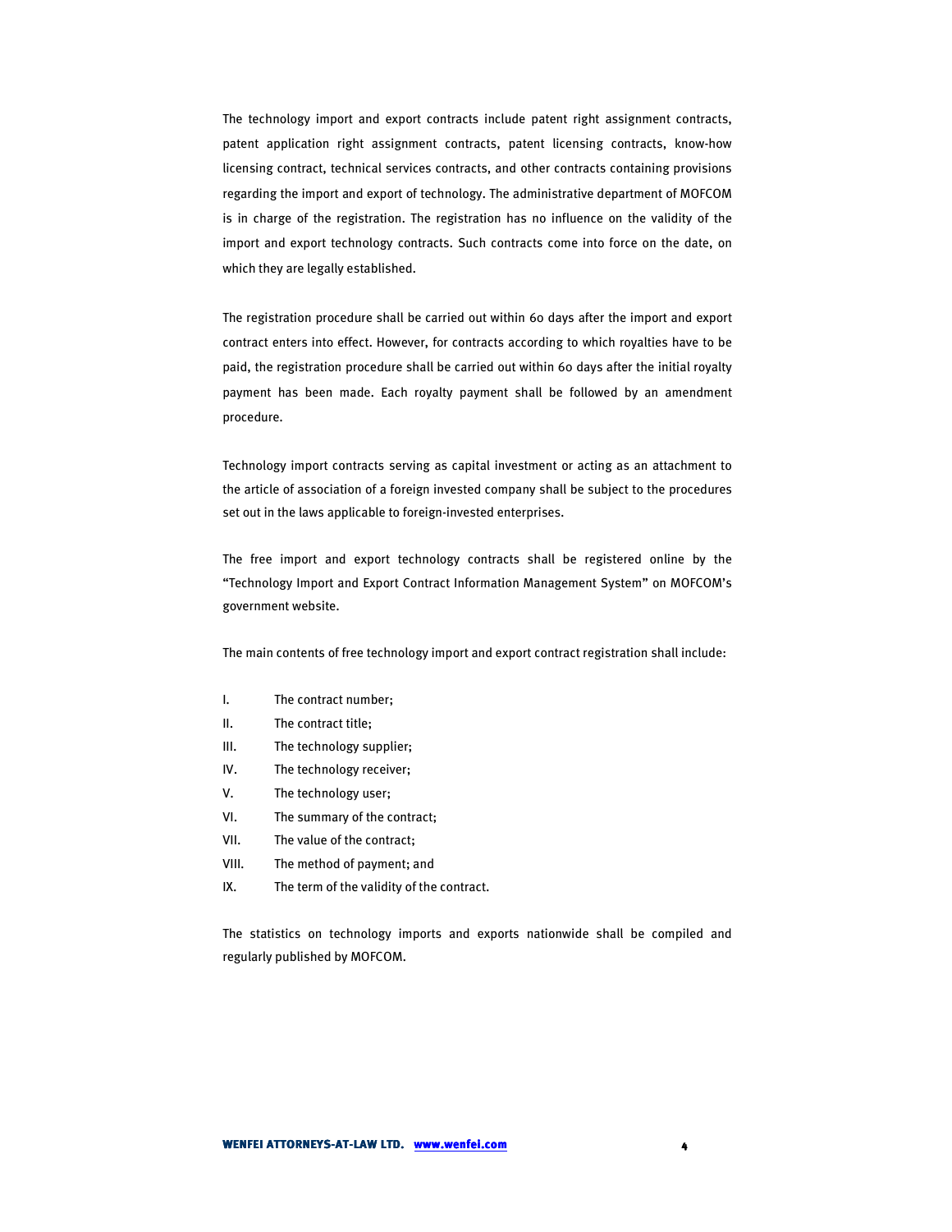The technology import and export contracts include patent right assignment contracts, patent application right assignment contracts, patent licensing contracts, know-how licensing contract, technical services contracts, and other contracts containing provisions regarding the import and export of technology. The administrative department of MOFCOM is in charge of the registration. The registration has no influence on the validity of the import and export technology contracts. Such contracts come into force on the date, on which they are legally established.

The registration procedure shall be carried out within 60 days after the import and export contract enters into effect. However, for contracts according to which royalties have to be paid, the registration procedure shall be carried out within 60 days after the initial royalty payment has been made. Each royalty payment shall be followed by an amendment procedure.

Technology import contracts serving as capital investment or acting as an attachment to the article of association of a foreign invested company shall be subject to the procedures set out in the laws applicable to foreign-invested enterprises.

The free import and export technology contracts shall be registered online by the "Technology Import and Export Contract Information Management System" on MOFCOM's government website.

The main contents of free technology import and export contract registration shall include:

I. The contract number;
II. The contract title;
III. The technology supplier;
IV. The technology receiver;
V. The technology user;
VI. The summary of the contract;
VII. The value of the contract;
VIII. The method of payment; and
IX. The term of the validity of the contract.

The statistics on technology imports and exports nationwide shall be compiled and regularly published by MOFCOM.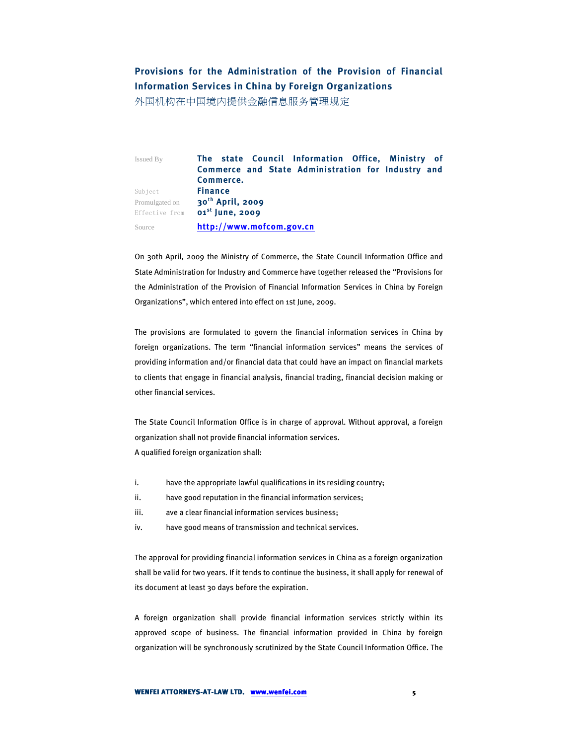## Provisions for the Administration of the Provision of Financial Information Services in China by Foreign Organizations

外国机构在中国境内提供金融信息服务管理规定

| | |
|---|---|
| Issued By | **The state Council Information Office, Ministry of Commerce and State Administration for Industry and Commerce.** |
| Subject | **Finance** |
| Promulgated on | **30th April, 2009** |
| Effective from | **01st June, 2009** |
| Source | **http://www.mofcom.gov.cn** |

On 30th April, 2009 the Ministry of Commerce, the State Council Information Office and State Administration for Industry and Commerce have together released the "Provisions for the Administration of the Provision of Financial Information Services in China by Foreign Organizations", which entered into effect on 1st June, 2009.

The provisions are formulated to govern the financial information services in China by foreign organizations. The term "financial information services" means the services of providing information and/or financial data that could have an impact on financial markets to clients that engage in financial analysis, financial trading, financial decision making or other financial services.

The State Council Information Office is in charge of approval. Without approval, a foreign organization shall not provide financial information services.

A qualified foreign organization shall:

i. have the appropriate lawful qualifications in its residing country;
ii. have good reputation in the financial information services;
iii. ave a clear financial information services business;
iv. have good means of transmission and technical services.

The approval for providing financial information services in China as a foreign organization shall be valid for two years. If it tends to continue the business, it shall apply for renewal of its document at least 30 days before the expiration.

A foreign organization shall provide financial information services strictly within its approved scope of business. The financial information provided in China by foreign organization will be synchronously scrutinized by the State Council Information Office. The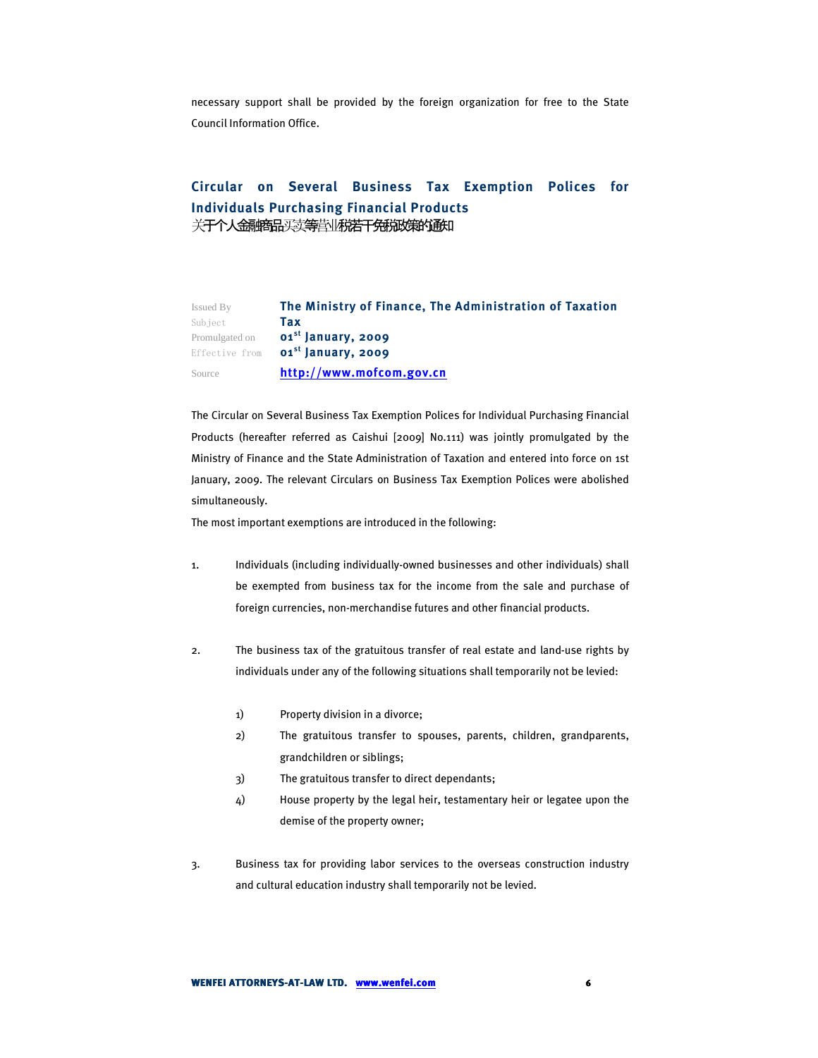necessary support shall be provided by the foreign organization for free to the State Council Information Office.

## Circular on Several Business Tax Exemption Polices for Individuals Purchasing Financial Products

关于个人金融商品买卖等营业税若干免税政策的通知

| | |
|---|---|
| Issued By | **The Ministry of Finance, The Administration of Taxation** |
| Subject | **Tax** |
| Promulgated on | **01st January, 2009** |
| Effective from | **01st January, 2009** |
| Source | **http://www.mofcom.gov.cn** |

The Circular on Several Business Tax Exemption Polices for Individual Purchasing Financial Products (hereafter referred as Caishui [2009] No.111) was jointly promulgated by the Ministry of Finance and the State Administration of Taxation and entered into force on 1st January, 2009. The relevant Circulars on Business Tax Exemption Polices were abolished simultaneously.

The most important exemptions are introduced in the following:

1. Individuals (including individually-owned businesses and other individuals) shall be exempted from business tax for the income from the sale and purchase of foreign currencies, non-merchandise futures and other financial products.

2. The business tax of the gratuitous transfer of real estate and land-use rights by individuals under any of the following situations shall temporarily not be levied:

   1) Property division in a divorce;
   2) The gratuitous transfer to spouses, parents, children, grandparents, grandchildren or siblings;
   3) The gratuitous transfer to direct dependants;
   4) House property by the legal heir, testamentary heir or legatee upon the demise of the property owner;

3. Business tax for providing labor services to the overseas construction industry and cultural education industry shall temporarily not be levied.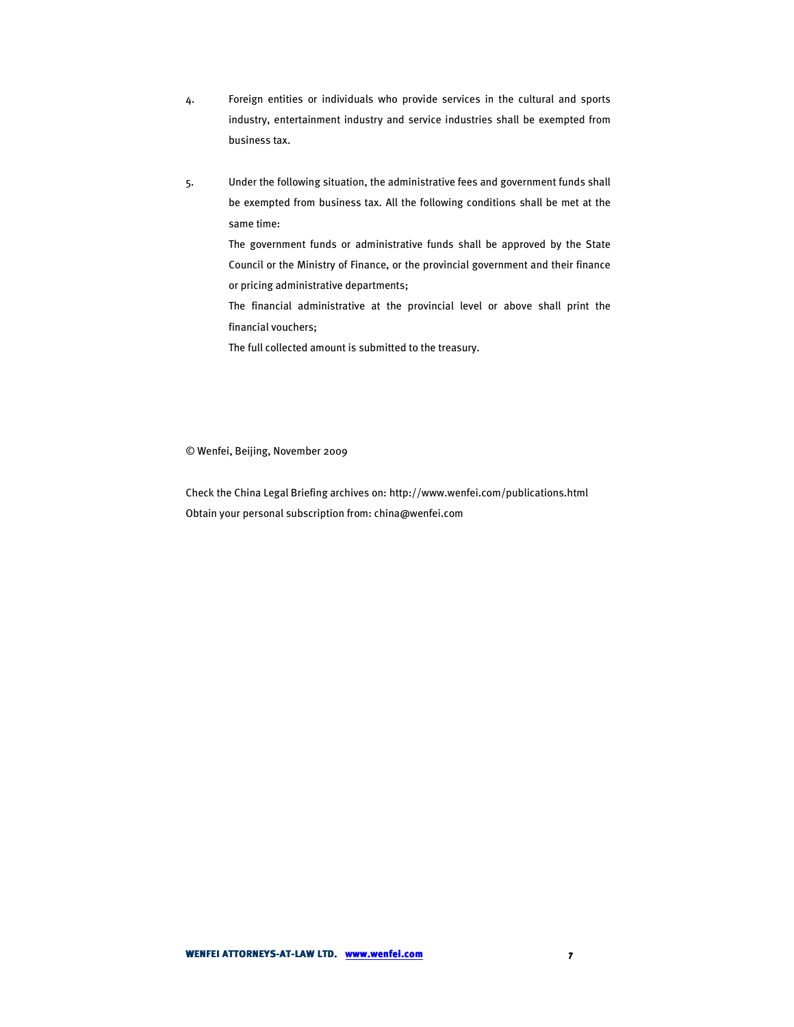4. Foreign entities or individuals who provide services in the cultural and sports industry, entertainment industry and service industries shall be exempted from business tax.

5. Under the following situation, the administrative fees and government funds shall be exempted from business tax. All the following conditions shall be met at the same time:

   The government funds or administrative funds shall be approved by the State Council or the Ministry of Finance, or the provincial government and their finance or pricing administrative departments;

   The financial administrative at the provincial level or above shall print the financial vouchers;

   The full collected amount is submitted to the treasury.

© Wenfei, Beijing, November 2009

Check the China Legal Briefing archives on: http://www.wenfei.com/publications.html
Obtain your personal subscription from: china@wenfei.com